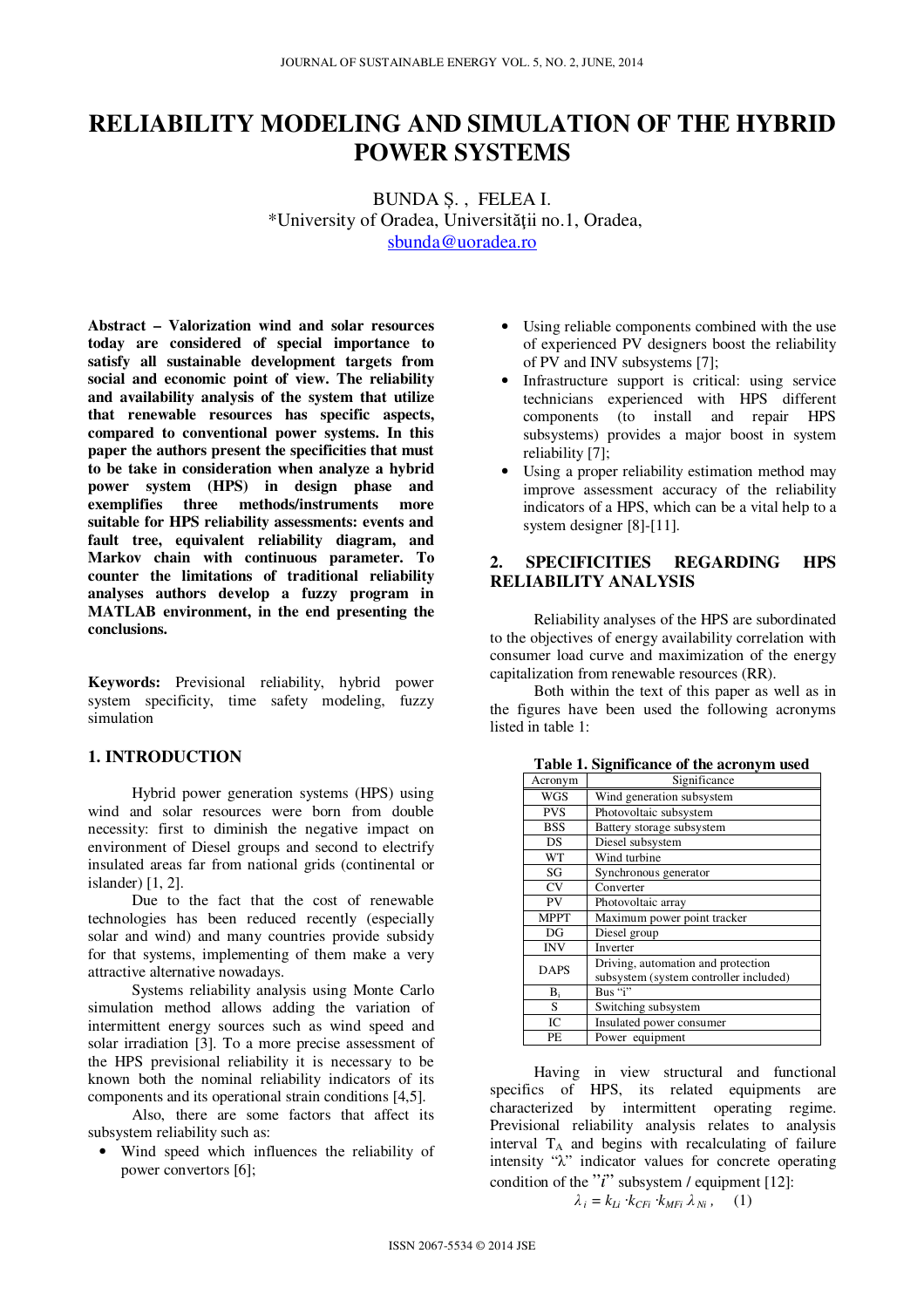# RELIABILITY MODELING AND SIMULATION OF THE HYBRID POWER SYSTEMS

BUNDA Ș. , FELEA I.
*University of Oradea, Universității no.1, Oradea,
sbunda@uoradea.ro

**Abstract – Valorization wind and solar resources today are considered of special importance to satisfy all sustainable development targets from social and economic point of view. The reliability and availability analysis of the system that utilize that renewable resources has specific aspects, compared to conventional power systems. In this paper the authors present the specificities that must to be take in consideration when analyze a hybrid power system (HPS) in design phase and exemplifies three methods/instruments more suitable for HPS reliability assessments: events and fault tree, equivalent reliability diagram, and Markov chain with continuous parameter. To counter the limitations of traditional reliability analyses authors develop a fuzzy program in MATLAB environment, in the end presenting the conclusions.**

**Keywords:** Previsional reliability, hybrid power system specificity, time safety modeling, fuzzy simulation

## 1. INTRODUCTION

Hybrid power generation systems (HPS) using wind and solar resources were born from double necessity: first to diminish the negative impact on environment of Diesel groups and second to electrify insulated areas far from national grids (continental or islander) [1, 2].

Due to the fact that the cost of renewable technologies has been reduced recently (especially solar and wind) and many countries provide subsidy for that systems, implementing of them make a very attractive alternative nowadays.

Systems reliability analysis using Monte Carlo simulation method allows adding the variation of intermittent energy sources such as wind speed and solar irradiation [3]. To a more precise assessment of the HPS previsional reliability it is necessary to be known both the nominal reliability indicators of its components and its operational strain conditions [4,5].

Also, there are some factors that affect its subsystem reliability such as:

- Wind speed which influences the reliability of power convertors [6];
- Using reliable components combined with the use of experienced PV designers boost the reliability of PV and INV subsystems [7];
- Infrastructure support is critical: using service technicians experienced with HPS different components (to install and repair HPS subsystems) provides a major boost in system reliability [7];
- Using a proper reliability estimation method may improve assessment accuracy of the reliability indicators of a HPS, which can be a vital help to a system designer [8]-[11].

## 2. SPECIFICITIES REGARDING HPS RELIABILITY ANALYSIS

Reliability analyses of the HPS are subordinated to the objectives of energy availability correlation with consumer load curve and maximization of the energy capitalization from renewable resources (RR).

Both within the text of this paper as well as in the figures have been used the following acronyms listed in table 1:

**Table 1. Significance of the acronym used**

| Acronym | Significance |
|---|---|
| WGS | Wind generation subsystem |
| PVS | Photovoltaic subsystem |
| BSS | Battery storage subsystem |
| DS | Diesel subsystem |
| WT | Wind turbine |
| SG | Synchronous generator |
| CV | Converter |
| PV | Photovoltaic array |
| MPPT | Maximum power point tracker |
| DG | Diesel group |
| INV | Inverter |
| DAPS | Driving, automation and protection subsystem (system controller included) |
| $B_i$ | Bus "i" |
| S | Switching subsystem |
| IC | Insulated power consumer |
| PE | Power equipment |

Having in view structural and functional specifics of HPS, its related equipments are characterized by intermittent operating regime. Previsional reliability analysis relates to analysis interval $T_A$ and begins with recalculating of failure intensity "$\lambda$" indicator values for concrete operating condition of the "$i$" subsystem / equipment [12]:

$$\lambda_i = k_{Li} \cdot k_{CFi} \cdot k_{MFi} \, \lambda_{Ni}\,, \quad (1)$$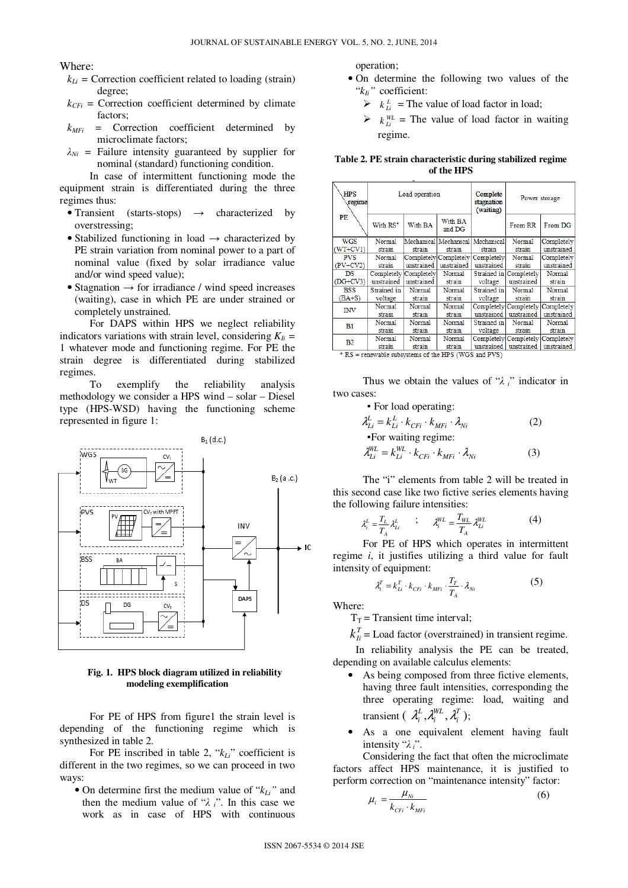Where:

$k_{Li}$ = Correction coefficient related to loading (strain) degree;

$k_{CFi}$ = Correction coefficient determined by climate factors;

$k_{MFi}$ = Correction coefficient determined by microclimate factors;

$\lambda_{Ni}$ = Failure intensity guaranteed by supplier for nominal (standard) functioning condition.

In case of intermittent functioning mode the equipment strain is differentiated during the three regimes thus:

- Transient (starts-stops) → characterized by overstressing;
- Stabilized functioning in load → characterized by PE strain variation from nominal power to a part of nominal value (fixed by solar irradiance value and/or wind speed value);
- Stagnation → for irradiance / wind speed increases (waiting), case in which PE are under strained or completely unstrained.

For DAPS within HPS we neglect reliability indicators variations with strain level, considering $K_{li}$ = 1 whatever mode and functioning regime. For PE the strain degree is differentiated during stabilized regimes.

To exemplify the reliability analysis methodology we consider a HPS wind – solar – Diesel type (HPS-WSD) having the functioning scheme represented in figure 1:

**Fig. 1. HPS block diagram utilized in reliability modeling exemplification**

For PE of HPS from figure1 the strain level is depending of the functioning regime which is synthesized in table 2.

For PE inscribed in table 2, "$k_{Li}$" coefficient is different in the two regimes, so we can proceed in two ways:

- On determine first the medium value of "$k_{Li}$" and then the medium value of "$\lambda_i$". In this case we work as in case of HPS with continuous operation;
- On determine the following two values of the "$k_{li}$" coefficient:
  - $k_{Li}^{L}$ = The value of load factor in load;
  - $k_{Li}^{WL}$ = The value of load factor in waiting regime.

**Table 2. PE strain characteristic during stabilized regime of the HPS**

| PE \ HPS regime | Load operation | | | Complete stagnation (waiting) | Power storage | |
|---|---|---|---|---|---|---|
| | With RS* | With BA | With BA and DG | | From RR | From DG |
| WGS (WT+CV1) | Normal strain | Mechanical strain | Mechanical strain | Mechanical strain | Normal strain | Completely unstrained |
| PVS (PV+CV2) | Normal strain | Completely unstrained | Completely unstrained | Completely unstrained | Normal strain | Completely unstrained |
| DS (DG+CV3) | Completely unstrained | Completely unstrained | Normal strain | Strained in voltage | Completely unstrained | Normal strain |
| BSS (BA+S) | Strained in voltage | Normal strain | Normal strain | Strained in voltage | Normal strain | Normal strain |
| INV | Normal strain | Normal strain | Normal strain | Completely unstrained | Completely unstrained | Completely unstrained |
| B1 | Normal strain | Normal strain | Normal strain | Strained in voltage | Normal strain | Normal strain |
| B2 | Normal strain | Normal strain | Normal strain | Completely unstrained | Completely unstrained | Completely unstrained |

\* RS = renewable subsystems of the HPS (WGS and PVS)

Thus we obtain the values of "$\lambda_i$" indicator in two cases:

- For load operating:

$$\lambda_{Li}^{L} = k_{Li}^{L} \cdot k_{CFi} \cdot k_{MFi} \cdot \lambda_{Ni} \tag{2}$$

- For waiting regime:

$$\lambda_{Li}^{WL} = k_{Li}^{WL} \cdot k_{CFi} \cdot k_{MFi} \cdot \lambda_{Ni} \tag{3}$$

The "i" elements from table 2 will be treated in this second case like two fictive series elements having the following failure intensities:

$$\lambda_i^{L} = \frac{T_L}{T_A} \lambda_{Li}^{L} \quad ; \quad \lambda_i^{WL} = \frac{T_{WL}}{T_A} \lambda_{Li}^{WL} \tag{4}$$

For PE of HPS which operates in intermittent regime *i*, it justifies utilizing a third value for fault intensity of equipment:

$$\lambda_i^{T} = k_{Li}^{T} \cdot k_{CFi} \cdot k_{MFi} \cdot \frac{T_T}{T_A} \cdot \lambda_{Ni} \tag{5}$$

Where:

$T_T$ = Transient time interval;

$k_{li}^{T}$ = Load factor (overstrained) in transient regime.

In reliability analysis the PE can be treated, depending on available calculus elements:

- As being composed from three fictive elements, having three fault intensities, corresponding the three operating regime: load, waiting and transient ( $\lambda_i^{L}, \lambda_i^{WL}, \lambda_i^{T}$ );
- As a one equivalent element having fault intensity "$\lambda_i$".

Considering the fact that often the microclimate factors affect HPS maintenance, it is justified to perform correction on "maintenance intensity" factor:

$$\mu_i = \frac{\mu_{Ni}}{k_{CFi} \cdot k_{MFi}} \tag{6}$$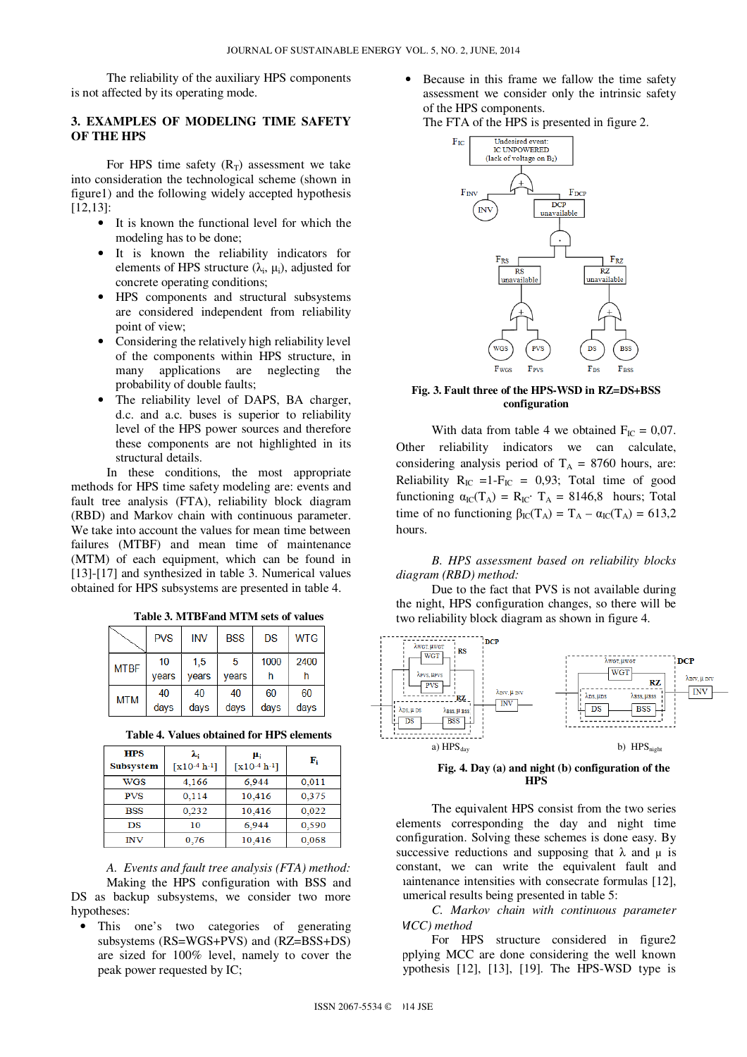The reliability of the auxiliary HPS components is not affected by its operating mode.

## 3. EXAMPLES OF MODELING TIME SAFETY OF THE HPS

For HPS time safety ($R_T$) assessment we take into consideration the technological scheme (shown in figure1) and the following widely accepted hypothesis [12,13]:

- It is known the functional level for which the modeling has to be done;
- It is known the reliability indicators for elements of HPS structure ($\lambda_i$, $\mu_i$), adjusted for concrete operating conditions;
- HPS components and structural subsystems are considered independent from reliability point of view;
- Considering the relatively high reliability level of the components within HPS structure, in many applications are neglecting the probability of double faults;
- The reliability level of DAPS, BA charger, d.c. and a.c. buses is superior to reliability level of the HPS power sources and therefore these components are not highlighted in its structural details.

In these conditions, the most appropriate methods for HPS time safety modeling are: events and fault tree analysis (FTA), reliability block diagram (RBD) and Markov chain with continuous parameter. We take into account the values for mean time between failures (MTBF) and mean time of maintenance (MTM) of each equipment, which can be found in [13]-[17] and synthesized in table 3. Numerical values obtained for HPS subsystems are presented in table 4.

**Table 3. MTBFand MTM sets of values**

| | PVS | INV | BSS | DS | WTG |
|---|---|---|---|---|---|
| MTBF | 10 years | 1,5 years | 5 years | 1000 h | 2400 h |
| MTM | 40 days | 40 days | 40 days | 60 days | 60 days |

**Table 4. Values obtained for HPS elements**

| HPS Subsystem | $\lambda_i$ [x$10^{-4}$ h$^{-1}$] | $\mu_i$ [x$10^{-4}$ h$^{-1}$] | $F_i$ |
|---|---|---|---|
| WGS | 4,166 | 6,944 | 0,011 |
| PVS | 0,114 | 10,416 | 0,375 |
| BSS | 0,232 | 10,416 | 0,022 |
| DS | 10 | 6,944 | 0,590 |
| INV | 0,76 | 10,416 | 0,068 |

*A. Events and fault tree analysis (FTA) method:*

Making the HPS configuration with BSS and DS as backup subsystems, we consider two more hypotheses:

- This one's two categories of generating subsystems (RS=WGS+PVS) and (RZ=BSS+DS) are sized for 100% level, namely to cover the peak power requested by IC;
- Because in this frame we fallow the time safety assessment we consider only the intrinsic safety of the HPS components.

The FTA of the HPS is presented in figure 2.

**Fig. 3. Fault three of the HPS-WSD in RZ=DS+BSS configuration**

With data from table 4 we obtained $F_{IC}$ = 0,07. Other reliability indicators we can calculate, considering analysis period of $T_A$ = 8760 hours, are: Reliability $R_{IC}$ =1-$F_{IC}$ = 0,93; Total time of good functioning $\alpha_{IC}(T_A) = R_{IC} \cdot T_A$ = 8146,8 hours; Total time of no functioning $\beta_{IC}(T_A) = T_A - \alpha_{IC}(T_A)$ = 613,2 hours.

*B. HPS assessment based on reliability blocks diagram (RBD) method:*

Due to the fact that PVS is not available during the night, HPS configuration changes, so there will be two reliability block diagram as shown in figure 4.

a) $HPS_{day}$ b) $HPS_{night}$

**Fig. 4. Day (a) and night (b) configuration of the HPS**

The equivalent HPS consist from the two series elements corresponding the day and night time configuration. Solving these schemes is done easy. By successive reductions and supposing that $\lambda$ and $\mu$ is constant, we can write the equivalent fault and ıaintenance intensities with consecrate formulas [12], umerical results being presented in table 5:

*C. Markov chain with continuous parameter ɅCC) method*

For HPS structure considered in figure2 pplying MCC are done considering the well known ypothesis [12], [13], [19]. The HPS-WSD type is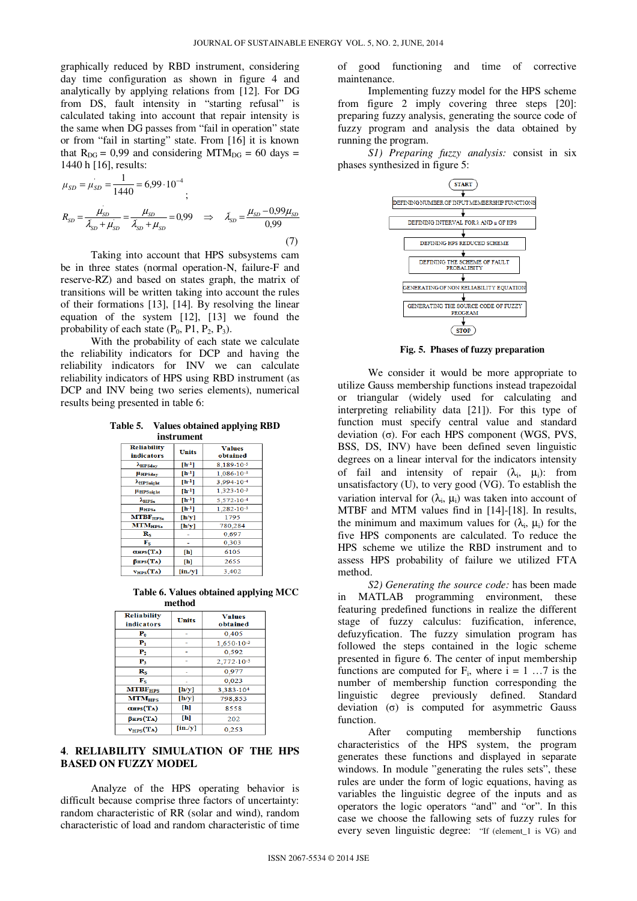graphically reduced by RBD instrument, considering day time configuration as shown in figure 4 and analytically by applying relations from [12]. For DG from DS, fault intensity in "starting refusal" is calculated taking into account that repair intensity is the same when DG passes from "fail in operation" state or from "fail in starting" state. From [16] it is known that $R_{DG}$ = 0,99 and considering $MTM_{DG}$ = 60 days = 1440 h [16], results:

$$\mu_{SD} = \dot{\mu}_{SD} = \frac{1}{1440} = 6{,}99\cdot 10^{-4};$$

$$R_{SD} = \frac{\dot{\mu}_{SD}}{\lambda_{SD} + \dot{\mu}_{SD}} = \frac{\mu_{SD}}{\lambda_{SD} + \mu_{SD}} = 0{,}99 \quad \Rightarrow \quad \lambda_{SD} = \frac{\mu_{SD} - 0{,}99\mu_{SD}}{0{,}99} \tag{7}$$

Taking into account that HPS subsystems cam be in three states (normal operation-N, failure-F and reserve-RZ) and based on states graph, the matrix of transitions will be written taking into account the rules of their formations [13], [14]. By resolving the linear equation of the system [12], [13] we found the probability of each state ($P_0$, P1, $P_2$, $P_3$).

With the probability of each state we calculate the reliability indicators for DCP and having the reliability indicators for INV we can calculate reliability indicators of HPS using RBD instrument (as DCP and INV being two series elements), numerical results being presented in table 6:

**Table 5. Values obtained applying RBD instrument**

| Reliability indicators | Units | Values obtained |
|---|---|---|
| $\lambda_{HPSday}$ | [h⁻¹] | $8{,}189\cdot10^{-5}$ |
| $\mu_{HPSday}$ | [h⁻¹] | $1{,}086\cdot10^{-3}$ |
| $\lambda_{HPSnight}$ | [h⁻¹] | $3{,}994\cdot10^{-4}$ |
| $\mu_{HPSnight}$ | [h⁻¹] | $1{,}323\cdot10^{-3}$ |
| $\lambda_{HPSe}$ | [h⁻¹] | $5{,}572\cdot10^{-4}$ |
| $\mu_{HPSe}$ | [h⁻¹] | $1{,}282\cdot10^{-3}$ |
| $MTBF_{HPSe}$ | [h/y] | 1795 |
| $MTM_{HPSe}$ | [h/y] | 780,284 |
| $R_S$ | - | 0,697 |
| $F_S$ | - | 0,303 |
| $\alpha_{HPS}(T_A)$ | [h] | 6105 |
| $\beta_{HPS}(T_A)$ | [h] | 2655 |
| $\nu_{HPS}(T_A)$ | [in./y] | 3,402 |

**Table 6. Values obtained applying MCC method**

| Reliability indicators | Units | Values obtained |
|---|---|---|
| $P_0$ | - | 0,405 |
| $P_1$ | - | $1{,}650\cdot10^{-2}$ |
| $P_2$ | - | 0,592 |
| $P_3$ | - | $2{,}772\cdot10^{-3}$ |
| $R_S$ | - | 0,977 |
| $F_S$ | - | 0,023 |
| $MTBF_{HPS}$ | [h/y] | $3{,}383\cdot10^{4}$ |
| $MTM_{HPS}$ | [h/y] | 798,853 |
| $\alpha_{HPS}(T_A)$ | [h] | 8558 |
| $\beta_{HPS}(T_A)$ | [h] | 202 |
| $\nu_{HPS}(T_A)$ | [in./y] | 0,253 |

## 4. RELIABILITY SIMULATION OF THE HPS BASED ON FUZZY MODEL

Analyze of the HPS operating behavior is difficult because comprise three factors of uncertainty: random characteristic of RR (solar and wind), random characteristic of load and random characteristic of time of good functioning and time of corrective maintenance.

Implementing fuzzy model for the HPS scheme from figure 2 imply covering three steps [20]: preparing fuzzy analysis, generating the source code of fuzzy program and analysis the data obtained by running the program.

*S1) Preparing fuzzy analysis:* consist in six phases synthesized in figure 5:

START → DEFINING NUMBER OF INPUT MEMBERSHIP FUNCTIONS → DEFINING INTERVAL FOR λ AND μ OF HPS → DEFINING HPS REDUCED SCHEME → DEFINING THE SCHEME OF FAULT PROBABILITY → GENERATING OF NON RELIABILITY EQUATION → GENERATING THE SOURCE CODE OF FUZZY PROGRAM → STOP

**Fig. 5. Phases of fuzzy preparation**

We consider it would be more appropriate to utilize Gauss membership functions instead trapezoidal or triangular (widely used for calculating and interpreting reliability data [21]). For this type of function must specify central value and standard deviation (σ). For each HPS component (WGS, PVS, BSS, DS, INV) have been defined seven linguistic degrees on a linear interval for the indicators intensity of fail and intensity of repair ($\lambda_i$, $\mu_i$): from unsatisfactory (U), to very good (VG). To establish the variation interval for ($\lambda_i$, $\mu_i$) was taken into account of MTBF and MTM values find in [14]-[18]. In results, the minimum and maximum values for ($\lambda_i$, $\mu_i$) for the five HPS components are calculated. To reduce the HPS scheme we utilize the RBD instrument and to assess HPS probability of failure we utilized FTA method.

*S2) Generating the source code:* has been made in MATLAB programming environment, these featuring predefined functions to realize the different stage of fuzzy calculus: fuzification, inference, defuzyfication. The fuzzy simulation program has followed the steps contained in the logic scheme presented in figure 6. The center of input membership functions are computed for $F_i$, where i = 1 …7 is the number of membership function corresponding the linguistic degree previously defined. Standard deviation (σ) is computed for asymmetric Gauss function.

After computing membership functions characteristics of the HPS system, the program generates these functions and displayed in separate windows. In module "generating the rules sets", these rules are under the form of logic equations, having as variables the linguistic degree of the inputs and as operators the logic operators "and" and "or". In this case we choose the fallowing sets of fuzzy rules for every seven linguistic degree: "If (element_1 is VG) and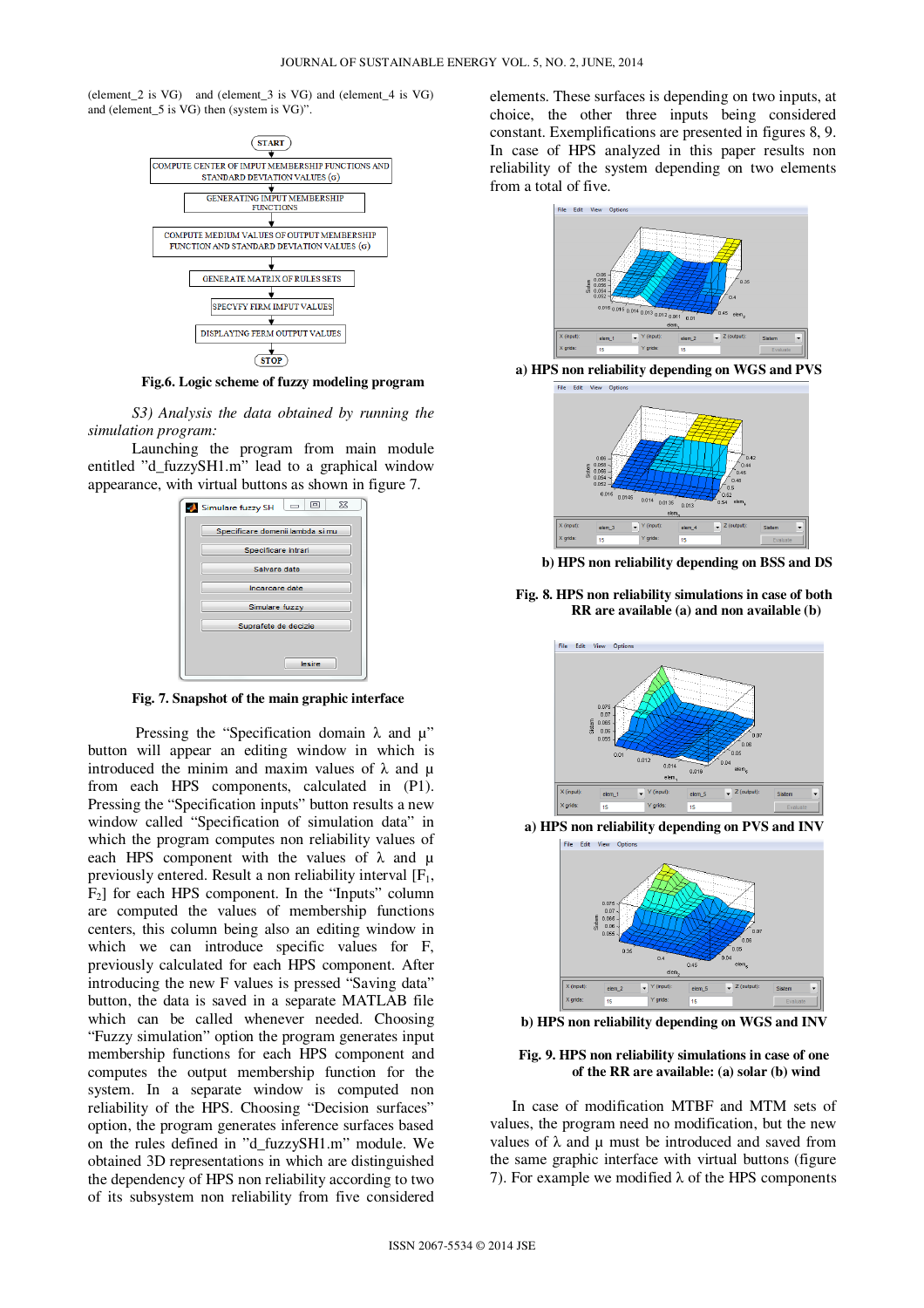(element_2 is VG) and (element_3 is VG) and (element_4 is VG) and (element_5 is VG) then (system is VG)".

START

COMPUTE CENTER OF IMPUT MEMBERSHIP FUNCTIONS AND STANDARD DEVIATION VALUES (σ)

GENERATING IMPUT MEMBERSHIP FUNCTIONS

COMPUTE MEDIUM VALUES OF OUTPUT MEMBERSHIP FUNCTION AND STANDARD DEVIATION VALUES (σ)

GENERATE MATRIX OF RULES SETS

SPECYFY FIRM IMPUT VALUES

DISPLAYING FERM OUTPUT VALUES

STOP

**Fig.6. Logic scheme of fuzzy modeling program**

*S3) Analysis the data obtained by running the simulation program:*

Launching the program from main module entitled "d_fuzzySH1.m" lead to a graphical window appearance, with virtual buttons as shown in figure 7.

Simulare fuzzy SH

Specificare domenii lambda si mu

Specificare intrari

Salvare date

Incarcare date

Simulare fuzzy

Suprafete de decizie

Iesire

**Fig. 7. Snapshot of the main graphic interface**

Pressing the "Specification domain λ and μ" button will appear an editing window in which is introduced the minim and maxim values of λ and μ from each HPS components, calculated in (P1). Pressing the "Specification inputs" button results a new window called "Specification of simulation data" in which the program computes non reliability values of each HPS component with the values of λ and μ previously entered. Result a non reliability interval [$F_1$, $F_2$] for each HPS component. In the "Inputs" column are computed the values of membership functions centers, this column being also an editing window in which we can introduce specific values for F, previously calculated for each HPS component. After introducing the new F values is pressed "Saving data" button, the data is saved in a separate MATLAB file which can be called whenever needed. Choosing "Fuzzy simulation" option the program generates input membership functions for each HPS component and computes the output membership function for the system. In a separate window is computed non reliability of the HPS. Choosing "Decision surfaces" option, the program generates inference surfaces based on the rules defined in "d_fuzzySH1.m" module. We obtained 3D representations in which are distinguished the dependency of HPS non reliability according to two of its subsystem non reliability from five considered elements. These surfaces is depending on two inputs, at choice, the other three inputs being considered constant. Exemplifications are presented in figures 8, 9. In case of HPS analyzed in this paper results non reliability of the system depending on two elements from a total of five.

**a) HPS non reliability depending on WGS and PVS**

**b) HPS non reliability depending on BSS and DS**

**Fig. 8. HPS non reliability simulations in case of both RR are available (a) and non available (b)**

**a) HPS non reliability depending on PVS and INV**

**b) HPS non reliability depending on WGS and INV**

**Fig. 9. HPS non reliability simulations in case of one of the RR are available: (a) solar (b) wind**

In case of modification MTBF and MTM sets of values, the program need no modification, but the new values of λ and μ must be introduced and saved from the same graphic interface with virtual buttons (figure 7). For example we modified λ of the HPS components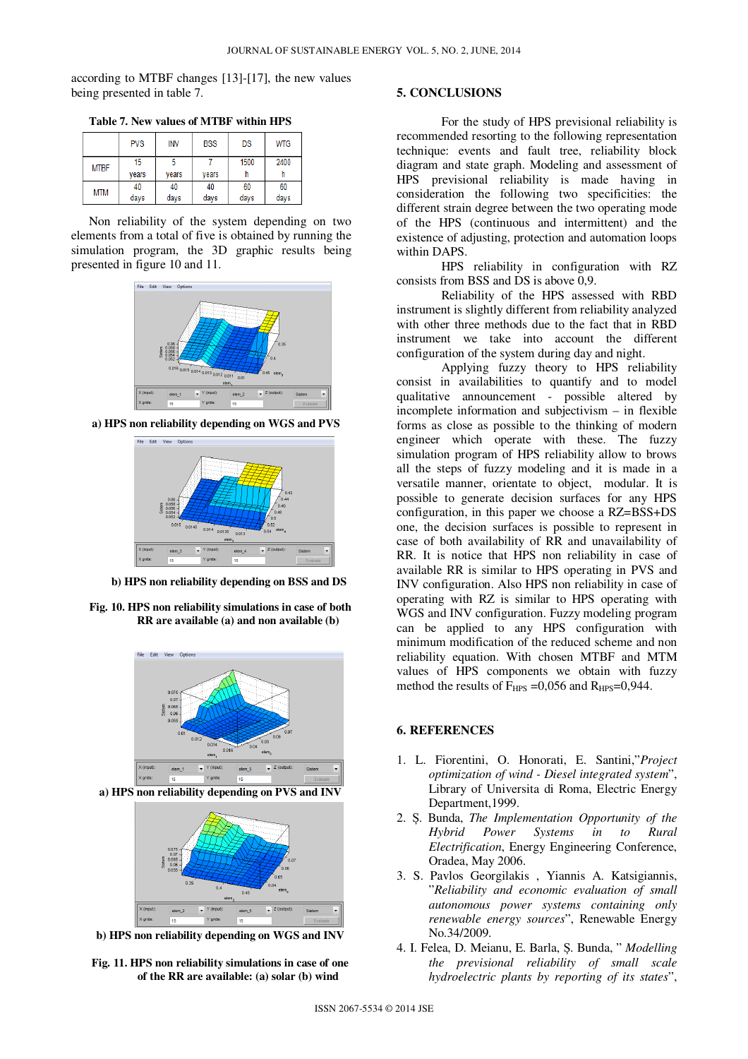according to MTBF changes [13]-[17], the new values being presented in table 7.

**Table 7. New values of MTBF within HPS**

| | PVS | INV | BSS | DS | WTG |
|---|---|---|---|---|---|
| MTBF | 15 years | 5 years | 7 years | 1500 h | 2400 h |
| MTM | 40 days | 40 days | 40 days | 60 days | 60 days |

Non reliability of the system depending on two elements from a total of five is obtained by running the simulation program, the 3D graphic results being presented in figure 10 and 11.

**a) HPS non reliability depending on WGS and PVS**

**b) HPS non reliability depending on BSS and DS**

**Fig. 10. HPS non reliability simulations in case of both RR are available (a) and non available (b)**

**a) HPS non reliability depending on PVS and INV**

**b) HPS non reliability depending on WGS and INV**

**Fig. 11. HPS non reliability simulations in case of one of the RR are available: (a) solar (b) wind**

## 5. CONCLUSIONS

For the study of HPS previsional reliability is recommended resorting to the following representation technique: events and fault tree, reliability block diagram and state graph. Modeling and assessment of HPS previsional reliability is made having in consideration the following two specificities: the different strain degree between the two operating mode of the HPS (continuous and intermittent) and the existence of adjusting, protection and automation loops within DAPS.

HPS reliability in configuration with RZ consists from BSS and DS is above 0,9.

Reliability of the HPS assessed with RBD instrument is slightly different from reliability analyzed with other three methods due to the fact that in RBD instrument we take into account the different configuration of the system during day and night.

Applying fuzzy theory to HPS reliability consist in availabilities to quantify and to model qualitative announcement - possible altered by incomplete information and subjectivism – in flexible forms as close as possible to the thinking of modern engineer which operate with these. The fuzzy simulation program of HPS reliability allow to brows all the steps of fuzzy modeling and it is made in a versatile manner, orientate to object, modular. It is possible to generate decision surfaces for any HPS configuration, in this paper we choose a RZ=BSS+DS one, the decision surfaces is possible to represent in case of both availability of RR and unavailability of RR. It is notice that HPS non reliability in case of available RR is similar to HPS operating in PVS and INV configuration. Also HPS non reliability in case of operating with RZ is similar to HPS operating with WGS and INV configuration. Fuzzy modeling program can be applied to any HPS configuration with minimum modification of the reduced scheme and non reliability equation. With chosen MTBF and MTM values of HPS components we obtain with fuzzy method the results of $F_{HPS}$ =0,056 and $R_{HPS}$=0,944.

## 6. REFERENCES

1. L. Fiorentini, O. Honorati, E. Santini,"*Project optimization of wind - Diesel integrated system*", Library of Universita di Roma, Electric Energy Department,1999.
2. Ş. Bunda, *The Implementation Opportunity of the Hybrid Power Systems in to Rural Electrification*, Energy Engineering Conference, Oradea, May 2006.
3. S. Pavlos Georgilakis , Yiannis A. Katsigiannis, "*Reliability and economic evaluation of small autonomous power systems containing only renewable energy sources*", Renewable Energy No.34/2009.
4. I. Felea, D. Meianu, E. Barla, Ş. Bunda, " *Modelling the previsional reliability of small scale hydroelectric plants by reporting of its states*",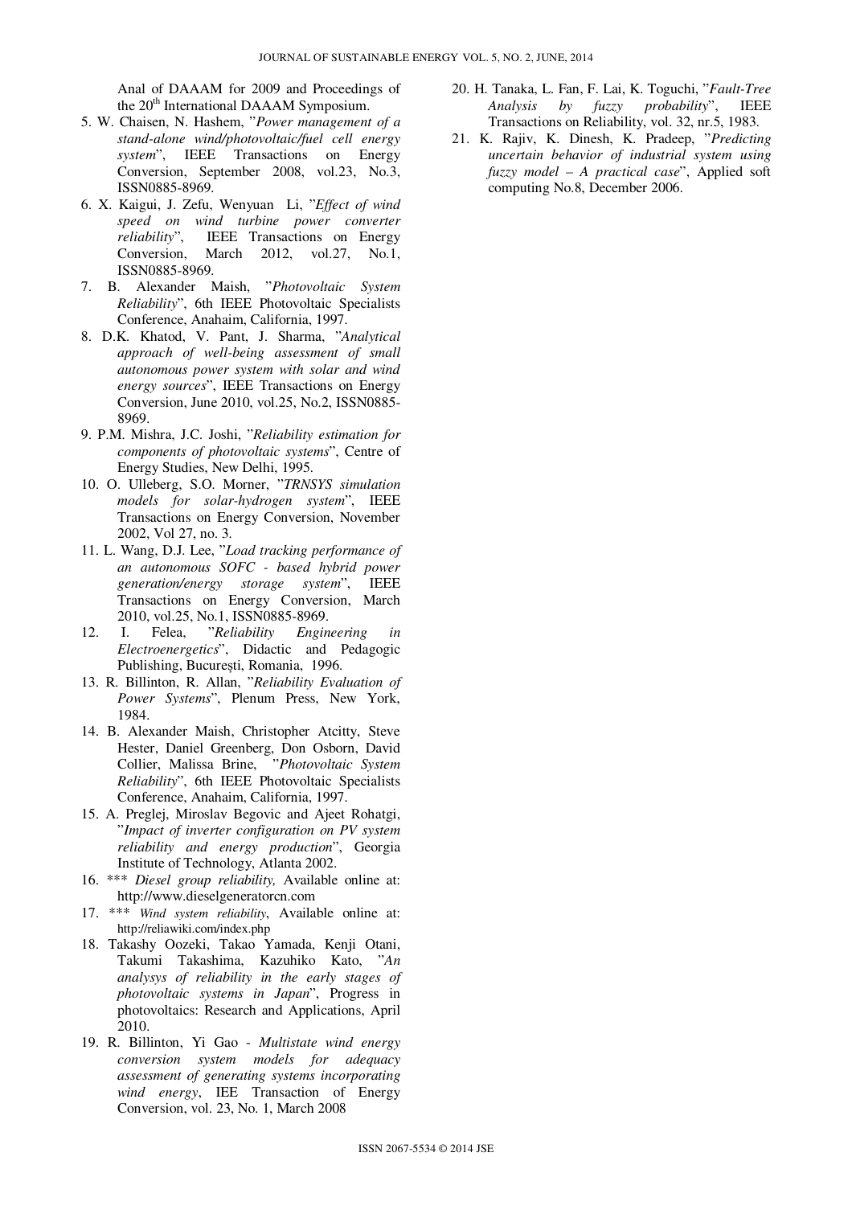Anal of DAAAM for 2009 and Proceedings of the 20[th] International DAAAM Symposium.

5. W. Chaisen, N. Hashem, "*Power management of a stand-alone wind/photovoltaic/fuel cell energy system*", IEEE Transactions on Energy Conversion, September 2008, vol.23, No.3, ISSN0885-8969.
6. X. Kaigui, J. Zefu, Wenyuan Li, "*Effect of wind speed on wind turbine power converter reliability*", IEEE Transactions on Energy Conversion, March 2012, vol.27, No.1, ISSN0885-8969.
7. B. Alexander Maish, "*Photovoltaic System Reliability*", 6th IEEE Photovoltaic Specialists Conference, Anahaim, California, 1997.
8. D.K. Khatod, V. Pant, J. Sharma, "*Analytical approach of well-being assessment of small autonomous power system with solar and wind energy sources*", IEEE Transactions on Energy Conversion, June 2010, vol.25, No.2, ISSN0885-8969.
9. P.M. Mishra, J.C. Joshi, "*Reliability estimation for components of photovoltaic systems*", Centre of Energy Studies, New Delhi, 1995.
10. O. Ulleberg, S.O. Morner, "*TRNSYS simulation models for solar-hydrogen system*", IEEE Transactions on Energy Conversion, November 2002, Vol 27, no. 3.
11. L. Wang, D.J. Lee, "*Load tracking performance of an autonomous SOFC - based hybrid power generation/energy storage system*", IEEE Transactions on Energy Conversion, March 2010, vol.25, No.1, ISSN0885-8969.
12. I. Felea, "*Reliability Engineering in Electroenergetics*", Didactic and Pedagogic Publishing, București, Romania, 1996.
13. R. Billinton, R. Allan, "*Reliability Evaluation of Power Systems*", Plenum Press, New York, 1984.
14. B. Alexander Maish, Christopher Atcitty, Steve Hester, Daniel Greenberg, Don Osborn, David Collier, Malissa Brine, "*Photovoltaic System Reliability*", 6th IEEE Photovoltaic Specialists Conference, Anahaim, California, 1997.
15. A. Preglej, Miroslav Begovic and Ajeet Rohatgi, "*Impact of inverter configuration on PV system reliability and energy production*", Georgia Institute of Technology, Atlanta 2002.
16. *** *Diesel group reliability,* Available online at: http://www.dieselgeneratorcn.com
17. *** *Wind system reliability*, Available online at: http://reliawiki.com/index.php
18. Takashy Oozeki, Takao Yamada, Kenji Otani, Takumi Takashima, Kazuhiko Kato, "*An analysys of reliability in the early stages of photovoltaic systems in Japan*", Progress in photovoltaics: Research and Applications, April 2010.
19. R. Billinton, Yi Gao - *Multistate wind energy conversion system models for adequacy assessment of generating systems incorporating wind energy*, IEE Transaction of Energy Conversion, vol. 23, No. 1, March 2008
20. H. Tanaka, L. Fan, F. Lai, K. Toguchi, "*Fault-Tree Analysis by fuzzy probability*", IEEE Transactions on Reliability, vol. 32, nr.5, 1983.
21. K. Rajiv, K. Dinesh, K. Pradeep, "*Predicting uncertain behavior of industrial system using fuzzy model – A practical case*", Applied soft computing No.8, December 2006.